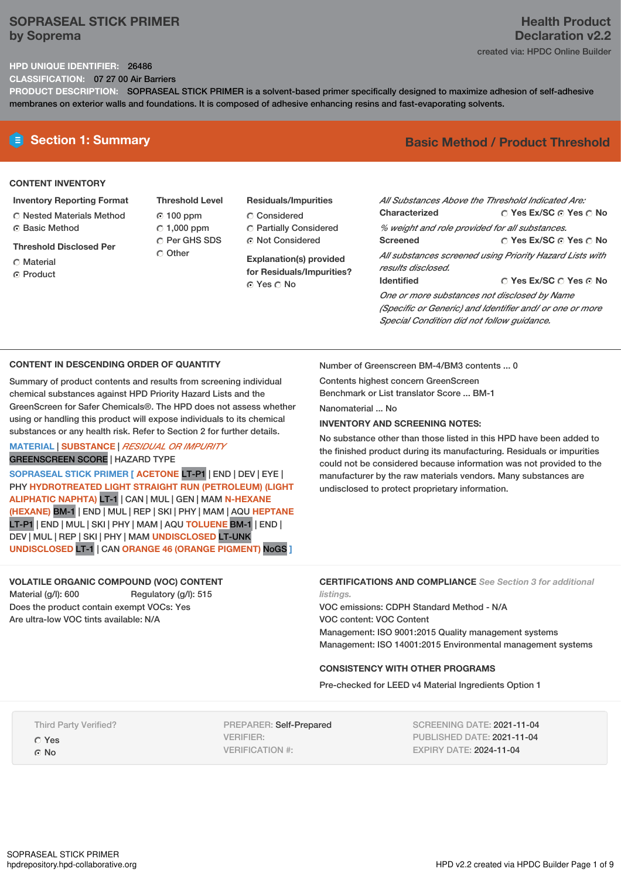# SOPRASEAL STICK PRIMER
by Soprema

**Health Product Declaration v2.2**
created via: HPDC Online Builder

**HPD UNIQUE IDENTIFIER:** 26486
**CLASSIFICATION:** 07 27 00 Air Barriers
**PRODUCT DESCRIPTION:** SOPRASEAL STICK PRIMER is a solvent-based primer specifically designed to maximize adhesion of self-adhesive membranes on exterior walls and foundations. It is composed of adhesive enhancing resins and fast-evaporating solvents.

## Section 1: Summary

**Basic Method / Product Threshold**

### CONTENT INVENTORY

**Inventory Reporting Format**
- ◯ Nested Materials Method
- ◉ Basic Method

**Threshold Disclosed Per**
- ◯ Material
- ◉ Product

**Threshold Level**
- ◉ 100 ppm
- ◯ 1,000 ppm
- ◯ Per GHS SDS
- ◯ Other

**Residuals/Impurities**
- ◯ Considered
- ◯ Partially Considered
- ◉ Not Considered

**Explanation(s) provided for Residuals/Impurities?**
◉ Yes ◯ No

*All Substances Above the Threshold Indicated Are:*

**Characterized** ◯ Yes Ex/SC ◉ Yes ◯ No
*% weight and role provided for all substances.*

**Screened** ◯ Yes Ex/SC ◉ Yes ◯ No
*All substances screened using Priority Hazard Lists with results disclosed.*

**Identified** ◯ Yes Ex/SC ◯ Yes ◉ No
*One or more substances not disclosed by Name (Specific or Generic) and Identifier and/ or one or more Special Condition did not follow guidance.*

### CONTENT IN DESCENDING ORDER OF QUANTITY

Summary of product contents and results from screening individual chemical substances against HPD Priority Hazard Lists and the GreenScreen for Safer Chemicals®. The HPD does not assess whether using or handling this product will expose individuals to its chemical substances or any health risk. Refer to Section 2 for further details.

MATERIAL | SUBSTANCE | *RESIDUAL OR IMPURITY*
GREENSCREEN SCORE | HAZARD TYPE

**SOPRASEAL STICK PRIMER [ ACETONE** LT-P1 | END | DEV | EYE | PHY **HYDROTREATED LIGHT STRAIGHT RUN (PETROLEUM) (LIGHT ALIPHATIC NAPHTA)** LT-1 | CAN | MUL | GEN | MAM **N-HEXANE (HEXANE)** BM-1 | END | MUL | REP | SKI | PHY | MAM | AQU **HEPTANE** LT-P1 | END | MUL | SKI | PHY | MAM | AQU **TOLUENE** BM-1 | END | DEV | MUL | REP | SKI | PHY | MAM **UNDISCLOSED** LT-UNK **UNDISCLOSED** LT-1 | CAN **ORANGE 46 (ORANGE PIGMENT)** NoGS **]**

Number of Greenscreen BM-4/BM3 contents ... 0

Contents highest concern GreenScreen Benchmark or List translator Score ... BM-1

Nanomaterial ... No

**INVENTORY AND SCREENING NOTES:**

No substance other than those listed in this HPD have been added to the finished product during its manufacturing. Residuals or impurities could not be considered because information was not provided to the manufacturer by the raw materials vendors. Many substances are undisclosed to protect proprietary information.

### VOLATILE ORGANIC COMPOUND (VOC) CONTENT

Material (g/l): 600    Regulatory (g/l): 515
Does the product contain exempt VOCs: Yes
Are ultra-low VOC tints available: N/A

### CERTIFICATIONS AND COMPLIANCE *See Section 3 for additional listings.*

VOC emissions: CDPH Standard Method - N/A
VOC content: VOC Content
Management: ISO 9001:2015 Quality management systems
Management: ISO 14001:2015 Environmental management systems

### CONSISTENCY WITH OTHER PROGRAMS

Pre-checked for LEED v4 Material Ingredients Option 1

Third Party Verified?
- ◯ Yes
- ◉ No

PREPARER: Self-Prepared
VERIFIER:
VERIFICATION #:

SCREENING DATE: 2021-11-04
PUBLISHED DATE: 2021-11-04
EXPIRY DATE: 2024-11-04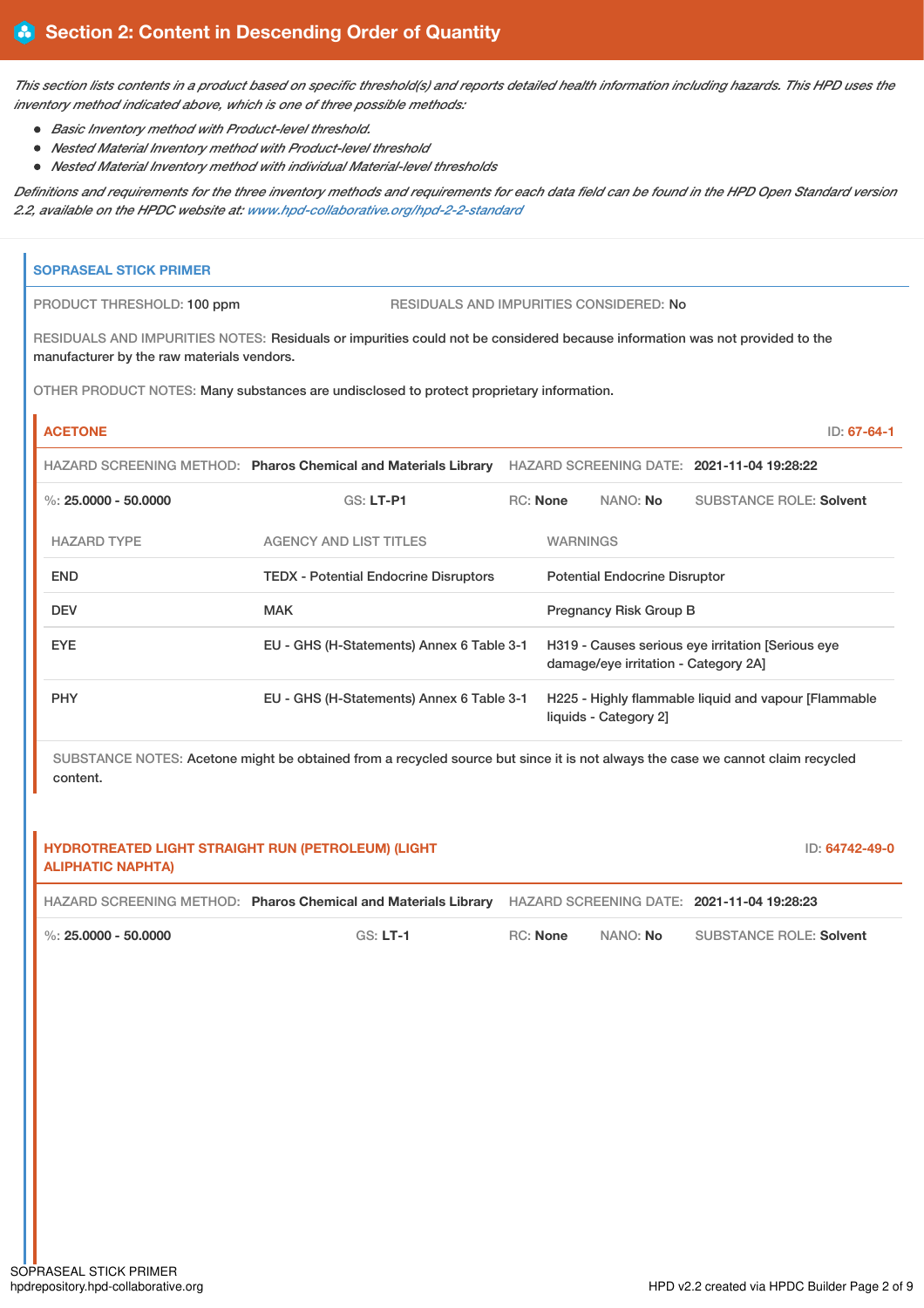## Section 2: Content in Descending Order of Quantity

*This section lists contents in a product based on specific threshold(s) and reports detailed health information including hazards. This HPD uses the inventory method indicated above, which is one of three possible methods:*

- *Basic Inventory method with Product-level threshold.*
- *Nested Material Inventory method with Product-level threshold*
- *Nested Material Inventory method with individual Material-level thresholds*

*Definitions and requirements for the three inventory methods and requirements for each data field can be found in the HPD Open Standard version 2.2, available on the HPDC website at: www.hpd-collaborative.org/hpd-2-2-standard*

### SOPRASEAL STICK PRIMER

PRODUCT THRESHOLD: 100 ppm

RESIDUALS AND IMPURITIES CONSIDERED: No

RESIDUALS AND IMPURITIES NOTES: Residuals or impurities could not be considered because information was not provided to the manufacturer by the raw materials vendors.

OTHER PRODUCT NOTES: Many substances are undisclosed to protect proprietary information.

#### ACETONE

ID: 67-64-1

HAZARD SCREENING METHOD: **Pharos Chemical and Materials Library** HAZARD SCREENING DATE: **2021-11-04 19:28:22**

%: **25.0000 - 50.0000** GS: **LT-P1** RC: **None** NANO: **No** SUBSTANCE ROLE: **Solvent**

| HAZARD TYPE | AGENCY AND LIST TITLES | WARNINGS |
|---|---|---|
| END | TEDX - Potential Endocrine Disruptors | Potential Endocrine Disruptor |
| DEV | MAK | Pregnancy Risk Group B |
| EYE | EU - GHS (H-Statements) Annex 6 Table 3-1 | H319 - Causes serious eye irritation [Serious eye damage/eye irritation - Category 2A] |
| PHY | EU - GHS (H-Statements) Annex 6 Table 3-1 | H225 - Highly flammable liquid and vapour [Flammable liquids - Category 2] |

SUBSTANCE NOTES: Acetone might be obtained from a recycled source but since it is not always the case we cannot claim recycled content.

#### HYDROTREATED LIGHT STRAIGHT RUN (PETROLEUM) (LIGHT ALIPHATIC NAPHTA)

ID: 64742-49-0

HAZARD SCREENING METHOD: **Pharos Chemical and Materials Library** HAZARD SCREENING DATE: **2021-11-04 19:28:23**

%: **25.0000 - 50.0000** GS: **LT-1** RC: **None** NANO: **No** SUBSTANCE ROLE: **Solvent**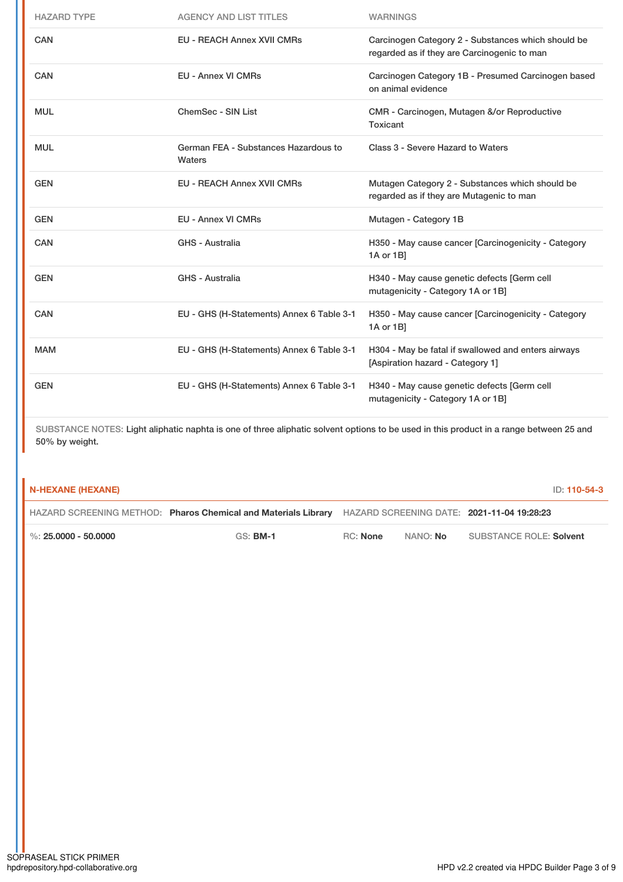| HAZARD TYPE | AGENCY AND LIST TITLES | WARNINGS |
|---|---|---|
| CAN | EU - REACH Annex XVII CMRs | Carcinogen Category 2 - Substances which should be regarded as if they are Carcinogenic to man |
| CAN | EU - Annex VI CMRs | Carcinogen Category 1B - Presumed Carcinogen based on animal evidence |
| MUL | ChemSec - SIN List | CMR - Carcinogen, Mutagen &/or Reproductive Toxicant |
| MUL | German FEA - Substances Hazardous to Waters | Class 3 - Severe Hazard to Waters |
| GEN | EU - REACH Annex XVII CMRs | Mutagen Category 2 - Substances which should be regarded as if they are Mutagenic to man |
| GEN | EU - Annex VI CMRs | Mutagen - Category 1B |
| CAN | GHS - Australia | H350 - May cause cancer [Carcinogenicity - Category 1A or 1B] |
| GEN | GHS - Australia | H340 - May cause genetic defects [Germ cell mutagenicity - Category 1A or 1B] |
| CAN | EU - GHS (H-Statements) Annex 6 Table 3-1 | H350 - May cause cancer [Carcinogenicity - Category 1A or 1B] |
| MAM | EU - GHS (H-Statements) Annex 6 Table 3-1 | H304 - May be fatal if swallowed and enters airways [Aspiration hazard - Category 1] |
| GEN | EU - GHS (H-Statements) Annex 6 Table 3-1 | H340 - May cause genetic defects [Germ cell mutagenicity - Category 1A or 1B] |

SUBSTANCE NOTES: Light aliphatic naphta is one of three aliphatic solvent options to be used in this product in a range between 25 and 50% by weight.

## N-HEXANE (HEXANE)

ID: 110-54-3

HAZARD SCREENING METHOD: **Pharos Chemical and Materials Library** HAZARD SCREENING DATE: **2021-11-04 19:28:23**

%: **25.0000 - 50.0000** GS: **BM-1** RC: **None** NANO: **No** SUBSTANCE ROLE: **Solvent**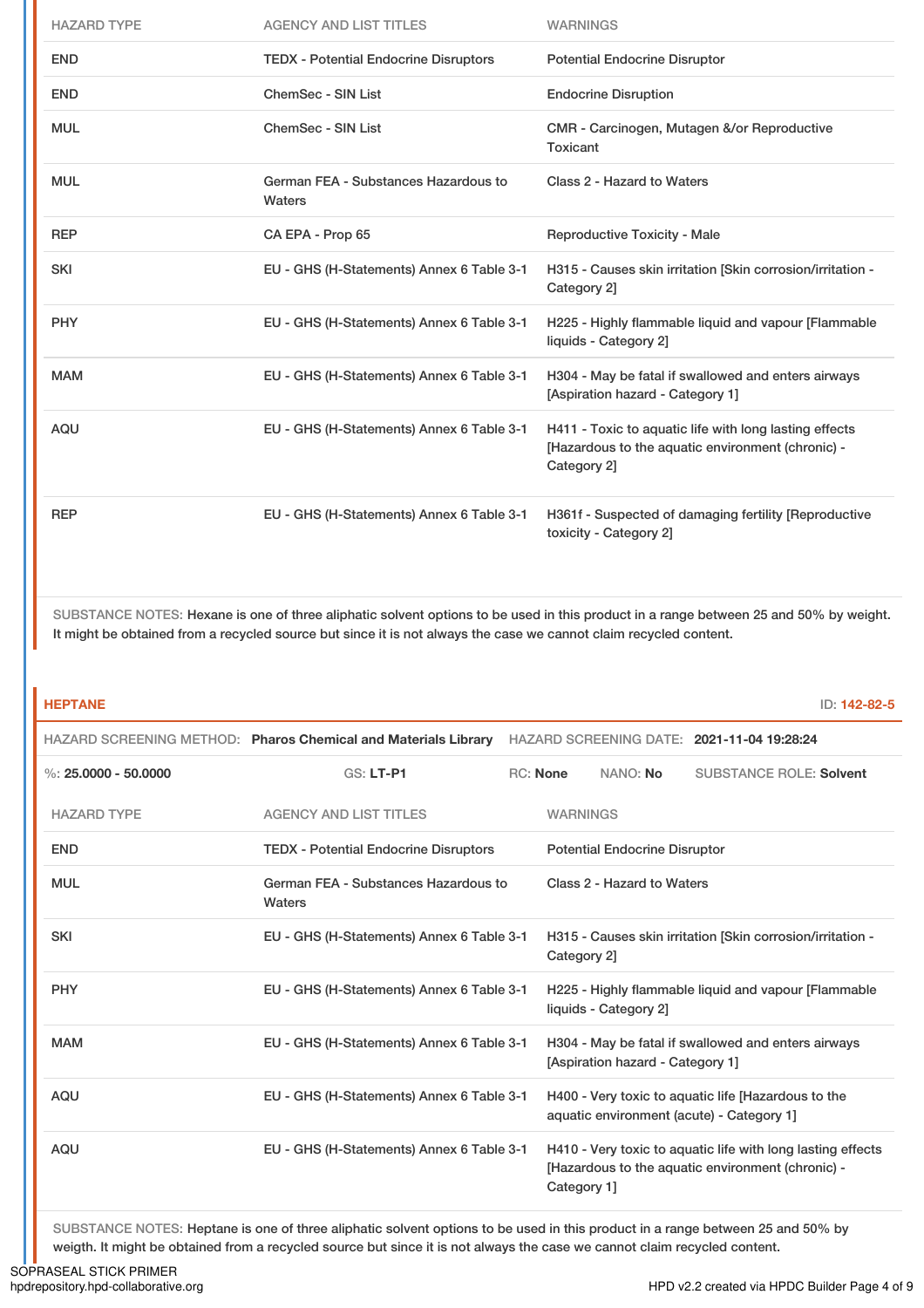| HAZARD TYPE | AGENCY AND LIST TITLES | WARNINGS |
|---|---|---|
| END | TEDX - Potential Endocrine Disruptors | Potential Endocrine Disruptor |
| END | ChemSec - SIN List | Endocrine Disruption |
| MUL | ChemSec - SIN List | CMR - Carcinogen, Mutagen &/or Reproductive Toxicant |
| MUL | German FEA - Substances Hazardous to Waters | Class 2 - Hazard to Waters |
| REP | CA EPA - Prop 65 | Reproductive Toxicity - Male |
| SKI | EU - GHS (H-Statements) Annex 6 Table 3-1 | H315 - Causes skin irritation [Skin corrosion/irritation - Category 2] |
| PHY | EU - GHS (H-Statements) Annex 6 Table 3-1 | H225 - Highly flammable liquid and vapour [Flammable liquids - Category 2] |
| MAM | EU - GHS (H-Statements) Annex 6 Table 3-1 | H304 - May be fatal if swallowed and enters airways [Aspiration hazard - Category 1] |
| AQU | EU - GHS (H-Statements) Annex 6 Table 3-1 | H411 - Toxic to aquatic life with long lasting effects [Hazardous to the aquatic environment (chronic) - Category 2] |
| REP | EU - GHS (H-Statements) Annex 6 Table 3-1 | H361f - Suspected of damaging fertility [Reproductive toxicity - Category 2] |

SUBSTANCE NOTES: Hexane is one of three aliphatic solvent options to be used in this product in a range between 25 and 50% by weight. It might be obtained from a recycled source but since it is not always the case we cannot claim recycled content.

## HEPTANE

ID: 142-82-5

HAZARD SCREENING METHOD: **Pharos Chemical and Materials Library** HAZARD SCREENING DATE: **2021-11-04 19:28:24**

%: **25.0000 - 50.0000** GS: **LT-P1** RC: **None** NANO: **No** SUBSTANCE ROLE: **Solvent**

| HAZARD TYPE | AGENCY AND LIST TITLES | WARNINGS |
|---|---|---|
| END | TEDX - Potential Endocrine Disruptors | Potential Endocrine Disruptor |
| MUL | German FEA - Substances Hazardous to Waters | Class 2 - Hazard to Waters |
| SKI | EU - GHS (H-Statements) Annex 6 Table 3-1 | H315 - Causes skin irritation [Skin corrosion/irritation - Category 2] |
| PHY | EU - GHS (H-Statements) Annex 6 Table 3-1 | H225 - Highly flammable liquid and vapour [Flammable liquids - Category 2] |
| MAM | EU - GHS (H-Statements) Annex 6 Table 3-1 | H304 - May be fatal if swallowed and enters airways [Aspiration hazard - Category 1] |
| AQU | EU - GHS (H-Statements) Annex 6 Table 3-1 | H400 - Very toxic to aquatic life [Hazardous to the aquatic environment (acute) - Category 1] |
| AQU | EU - GHS (H-Statements) Annex 6 Table 3-1 | H410 - Very toxic to aquatic life with long lasting effects [Hazardous to the aquatic environment (chronic) - Category 1] |

SUBSTANCE NOTES: Heptane is one of three aliphatic solvent options to be used in this product in a range between 25 and 50% by weigth. It might be obtained from a recycled source but since it is not always the case we cannot claim recycled content.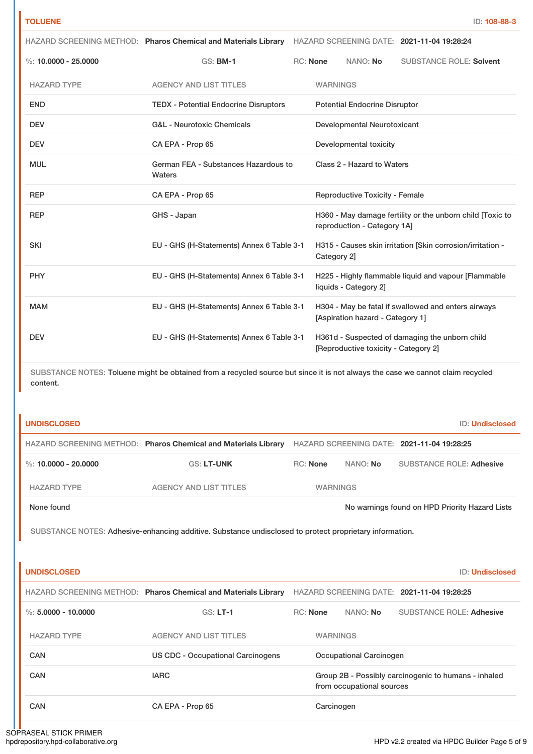## TOLUENE

ID: **108-88-3**

HAZARD SCREENING METHOD: **Pharos Chemical and Materials Library** HAZARD SCREENING DATE: **2021-11-04 19:28:24**

%: **10.0000 - 25.0000** GS: **BM-1** RC: **None** NANO: **No** SUBSTANCE ROLE: **Solvent**

| HAZARD TYPE | AGENCY AND LIST TITLES | WARNINGS |
|---|---|---|
| END | TEDX - Potential Endocrine Disruptors | Potential Endocrine Disruptor |
| DEV | G&L - Neurotoxic Chemicals | Developmental Neurotoxicant |
| DEV | CA EPA - Prop 65 | Developmental toxicity |
| MUL | German FEA - Substances Hazardous to Waters | Class 2 - Hazard to Waters |
| REP | CA EPA - Prop 65 | Reproductive Toxicity - Female |
| REP | GHS - Japan | H360 - May damage fertility or the unborn child [Toxic to reproduction - Category 1A] |
| SKI | EU - GHS (H-Statements) Annex 6 Table 3-1 | H315 - Causes skin irritation [Skin corrosion/irritation - Category 2] |
| PHY | EU - GHS (H-Statements) Annex 6 Table 3-1 | H225 - Highly flammable liquid and vapour [Flammable liquids - Category 2] |
| MAM | EU - GHS (H-Statements) Annex 6 Table 3-1 | H304 - May be fatal if swallowed and enters airways [Aspiration hazard - Category 1] |
| DEV | EU - GHS (H-Statements) Annex 6 Table 3-1 | H361d - Suspected of damaging the unborn child [Reproductive toxicity - Category 2] |

SUBSTANCE NOTES: Toluene might be obtained from a recycled source but since it is not always the case we cannot claim recycled content.

## UNDISCLOSED

ID: **Undisclosed**

HAZARD SCREENING METHOD: **Pharos Chemical and Materials Library** HAZARD SCREENING DATE: **2021-11-04 19:28:25**

%: **10.0000 - 20.0000** GS: **LT-UNK** RC: **None** NANO: **No** SUBSTANCE ROLE: **Adhesive**

| HAZARD TYPE | AGENCY AND LIST TITLES | WARNINGS |
|---|---|---|
| None found | | No warnings found on HPD Priority Hazard Lists |

SUBSTANCE NOTES: Adhesive-enhancing additive. Substance undisclosed to protect proprietary information.

## UNDISCLOSED

ID: **Undisclosed**

HAZARD SCREENING METHOD: **Pharos Chemical and Materials Library** HAZARD SCREENING DATE: **2021-11-04 19:28:25**

%: **5.0000 - 10.0000** GS: **LT-1** RC: **None** NANO: **No** SUBSTANCE ROLE: **Adhesive**

| HAZARD TYPE | AGENCY AND LIST TITLES | WARNINGS |
|---|---|---|
| CAN | US CDC - Occupational Carcinogens | Occupational Carcinogen |
| CAN | IARC | Group 2B - Possibly carcinogenic to humans - inhaled from occupational sources |
| CAN | CA EPA - Prop 65 | Carcinogen |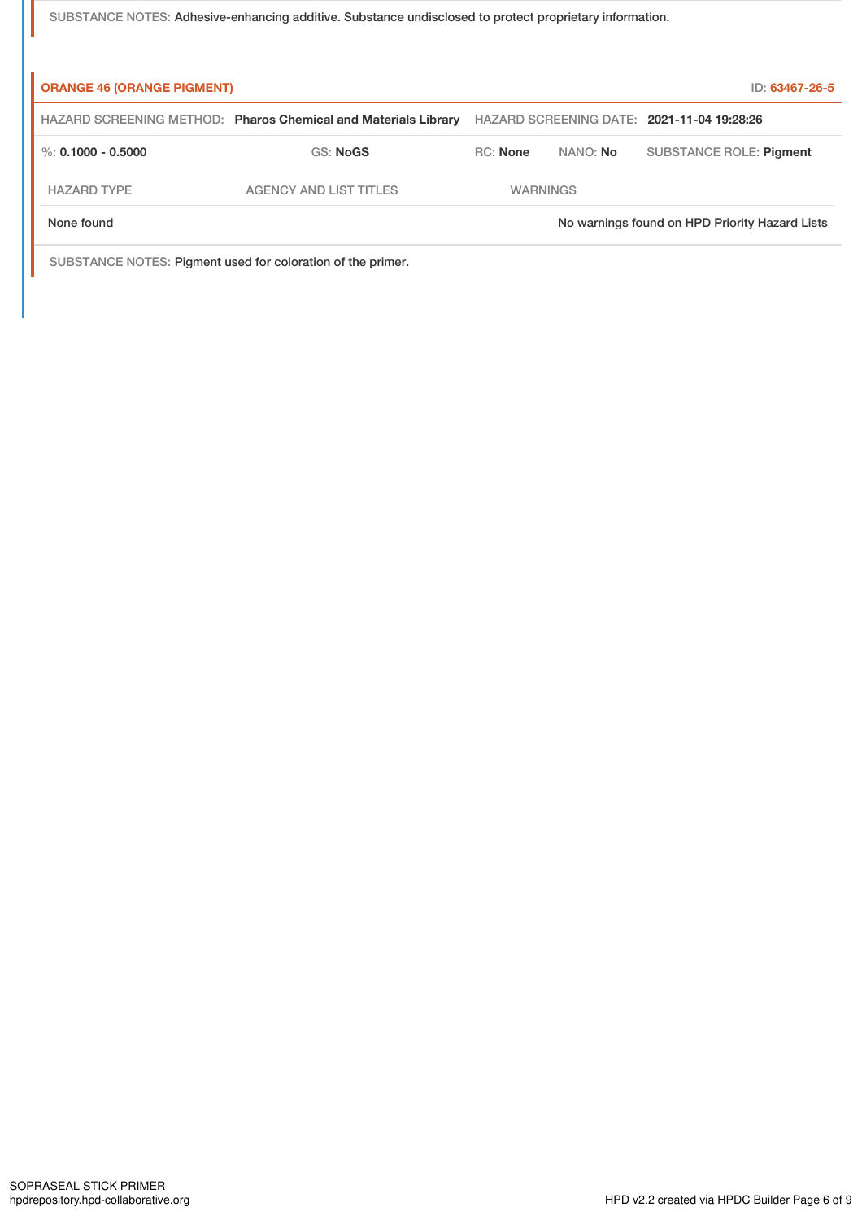SUBSTANCE NOTES: Adhesive-enhancing additive. Substance undisclosed to protect proprietary information.

**ORANGE 46 (ORANGE PIGMENT)** ID: 63467-26-5

HAZARD SCREENING METHOD: **Pharos Chemical and Materials Library** HAZARD SCREENING DATE: **2021-11-04 19:28:26**

%: **0.1000 - 0.5000** GS: **NoGS** RC: **None** NANO: **No** SUBSTANCE ROLE: **Pigment**

| HAZARD TYPE | AGENCY AND LIST TITLES | WARNINGS |
| --- | --- | --- |
| None found | | No warnings found on HPD Priority Hazard Lists |

SUBSTANCE NOTES: Pigment used for coloration of the primer.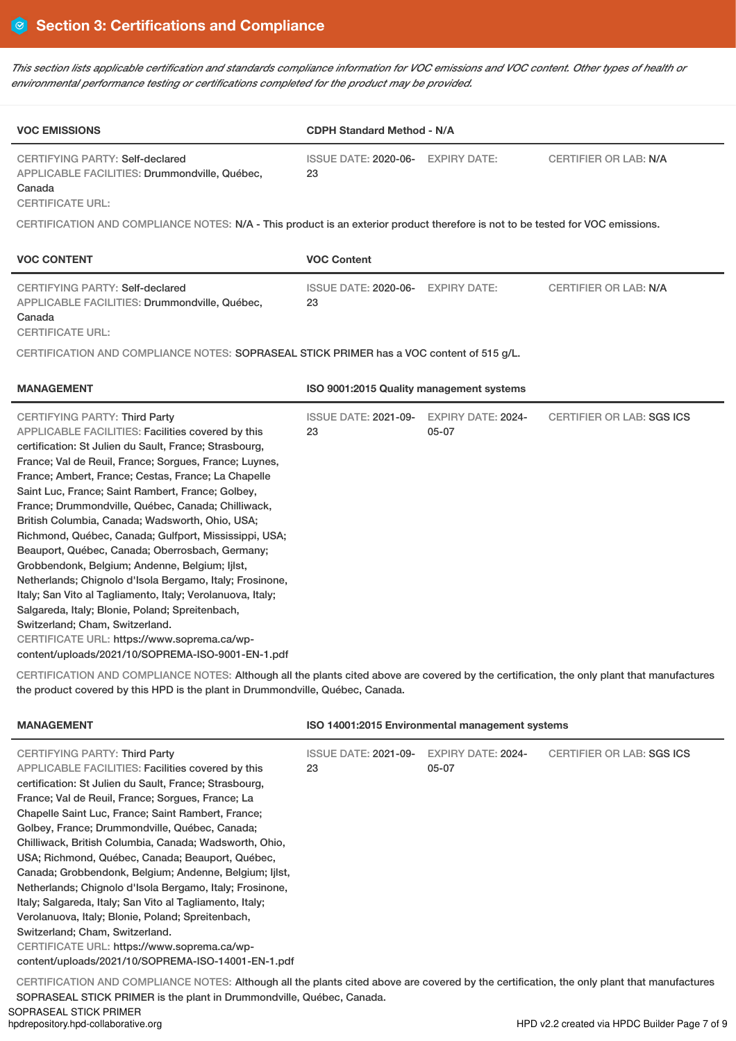## Section 3: Certifications and Compliance

*This section lists applicable certification and standards compliance information for VOC emissions and VOC content. Other types of health or environmental performance testing or certifications completed for the product may be provided.*

| VOC EMISSIONS | CDPH Standard Method - N/A | | |
|---|---|---|---|
| CERTIFYING PARTY: Self-declared<br>APPLICABLE FACILITIES: Drummondville, Québec, Canada<br>CERTIFICATE URL: | ISSUE DATE: 2020-06-23 | EXPIRY DATE: | CERTIFIER OR LAB: N/A |

CERTIFICATION AND COMPLIANCE NOTES: N/A - This product is an exterior product therefore is not to be tested for VOC emissions.

| VOC CONTENT | VOC Content | | |
|---|---|---|---|
| CERTIFYING PARTY: Self-declared<br>APPLICABLE FACILITIES: Drummondville, Québec, Canada<br>CERTIFICATE URL: | ISSUE DATE: 2020-06-23 | EXPIRY DATE: | CERTIFIER OR LAB: N/A |

CERTIFICATION AND COMPLIANCE NOTES: SOPRASEAL STICK PRIMER has a VOC content of 515 g/L.

| MANAGEMENT | ISO 9001:2015 Quality management systems | | |
|---|---|---|---|
| CERTIFYING PARTY: Third Party<br>APPLICABLE FACILITIES: Facilities covered by this certification: St Julien du Sault, France; Strasbourg, France; Val de Reuil, France; Sorgues, France; Luynes, France; Ambert, France; Cestas, France; La Chapelle Saint Luc, France; Saint Rambert, France; Golbey, France; Drummondville, Québec, Canada; Chilliwack, British Columbia, Canada; Wadsworth, Ohio, USA; Richmond, Québec, Canada; Gulfport, Mississippi, USA; Beauport, Québec, Canada; Oberrosbach, Germany; Grobbendonk, Belgium; Andenne, Belgium; Ijlst, Netherlands; Chignolo d'Isola Bergamo, Italy; Frosinone, Italy; San Vito al Tagliamento, Italy; Verolanuova, Italy; Salgareda, Italy; Blonie, Poland; Spreitenbach, Switzerland; Cham, Switzerland.<br>CERTIFICATE URL: https://www.soprema.ca/wp-content/uploads/2021/10/SOPREMA-ISO-9001-EN-1.pdf | ISSUE DATE: 2021-09-23 | EXPIRY DATE: 2024-05-07 | CERTIFIER OR LAB: SGS ICS |

CERTIFICATION AND COMPLIANCE NOTES: Although all the plants cited above are covered by the certification, the only plant that manufactures the product covered by this HPD is the plant in Drummondville, Québec, Canada.

| MANAGEMENT | ISO 14001:2015 Environmental management systems | | |
|---|---|---|---|
| CERTIFYING PARTY: Third Party<br>APPLICABLE FACILITIES: Facilities covered by this certification: St Julien du Sault, France; Strasbourg, France; Val de Reuil, France; Sorgues, France; La Chapelle Saint Luc, France; Saint Rambert, France; Golbey, France; Drummondville, Québec, Canada; Chilliwack, British Columbia, Canada; Wadsworth, Ohio, USA; Richmond, Québec, Canada; Beauport, Québec, Canada; Grobbendonk, Belgium; Andenne, Belgium; Ijlst, Netherlands; Chignolo d'Isola Bergamo, Italy; Frosinone, Italy; Salgareda, Italy; San Vito al Tagliamento, Italy; Verolanuova, Italy; Blonie, Poland; Spreitenbach, Switzerland; Cham, Switzerland.<br>CERTIFICATE URL: https://www.soprema.ca/wp-content/uploads/2021/10/SOPREMA-ISO-14001-EN-1.pdf | ISSUE DATE: 2021-09-23 | EXPIRY DATE: 2024-05-07 | CERTIFIER OR LAB: SGS ICS |

CERTIFICATION AND COMPLIANCE NOTES: Although all the plants cited above are covered by the certification, the only plant that manufactures SOPRASEAL STICK PRIMER is the plant in Drummondville, Québec, Canada.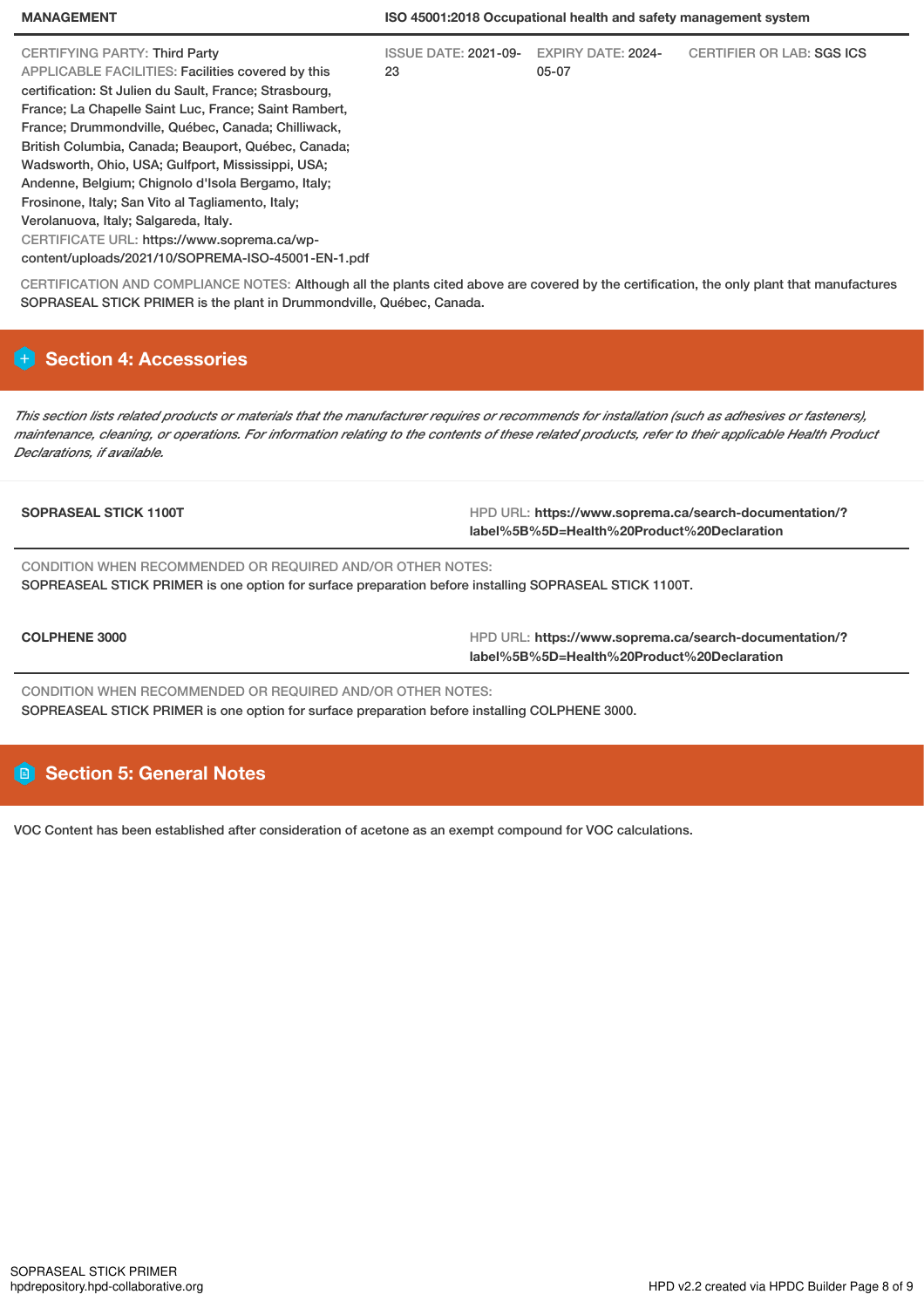| MANAGEMENT | ISO 45001:2018 Occupational health and safety management system | | |
|---|---|---|---|
| CERTIFYING PARTY: Third Party<br>APPLICABLE FACILITIES: Facilities covered by this certification: St Julien du Sault, France; Strasbourg, France; La Chapelle Saint Luc, France; Saint Rambert, France; Drummondville, Québec, Canada; Chilliwack, British Columbia, Canada; Beauport, Québec, Canada; Wadsworth, Ohio, USA; Gulfport, Mississippi, USA; Andenne, Belgium; Chignolo d'Isola Bergamo, Italy; Frosinone, Italy; San Vito al Tagliamento, Italy; Verolanuova, Italy; Salgareda, Italy.<br>CERTIFICATE URL: https://www.soprema.ca/wp-content/uploads/2021/10/SOPREMA-ISO-45001-EN-1.pdf | ISSUE DATE: 2021-09-23 | EXPIRY DATE: 2024-05-07 | CERTIFIER OR LAB: SGS ICS |

CERTIFICATION AND COMPLIANCE NOTES: Although all the plants cited above are covered by the certification, the only plant that manufactures SOPRASEAL STICK PRIMER is the plant in Drummondville, Québec, Canada.

## Section 4: Accessories

*This section lists related products or materials that the manufacturer requires or recommends for installation (such as adhesives or fasteners), maintenance, cleaning, or operations. For information relating to the contents of these related products, refer to their applicable Health Product Declarations, if available.*

| SOPRASEAL STICK 1100T | HPD URL: **https://www.soprema.ca/search-documentation/?label%5B%5D=Health%20Product%20Declaration** |
|---|---|

CONDITION WHEN RECOMMENDED OR REQUIRED AND/OR OTHER NOTES:
SOPREASEAL STICK PRIMER is one option for surface preparation before installing SOPRASEAL STICK 1100T.

| COLPHENE 3000 | HPD URL: **https://www.soprema.ca/search-documentation/?label%5B%5D=Health%20Product%20Declaration** |
|---|---|

CONDITION WHEN RECOMMENDED OR REQUIRED AND/OR OTHER NOTES:
SOPREASEAL STICK PRIMER is one option for surface preparation before installing COLPHENE 3000.

## Section 5: General Notes

VOC Content has been established after consideration of acetone as an exempt compound for VOC calculations.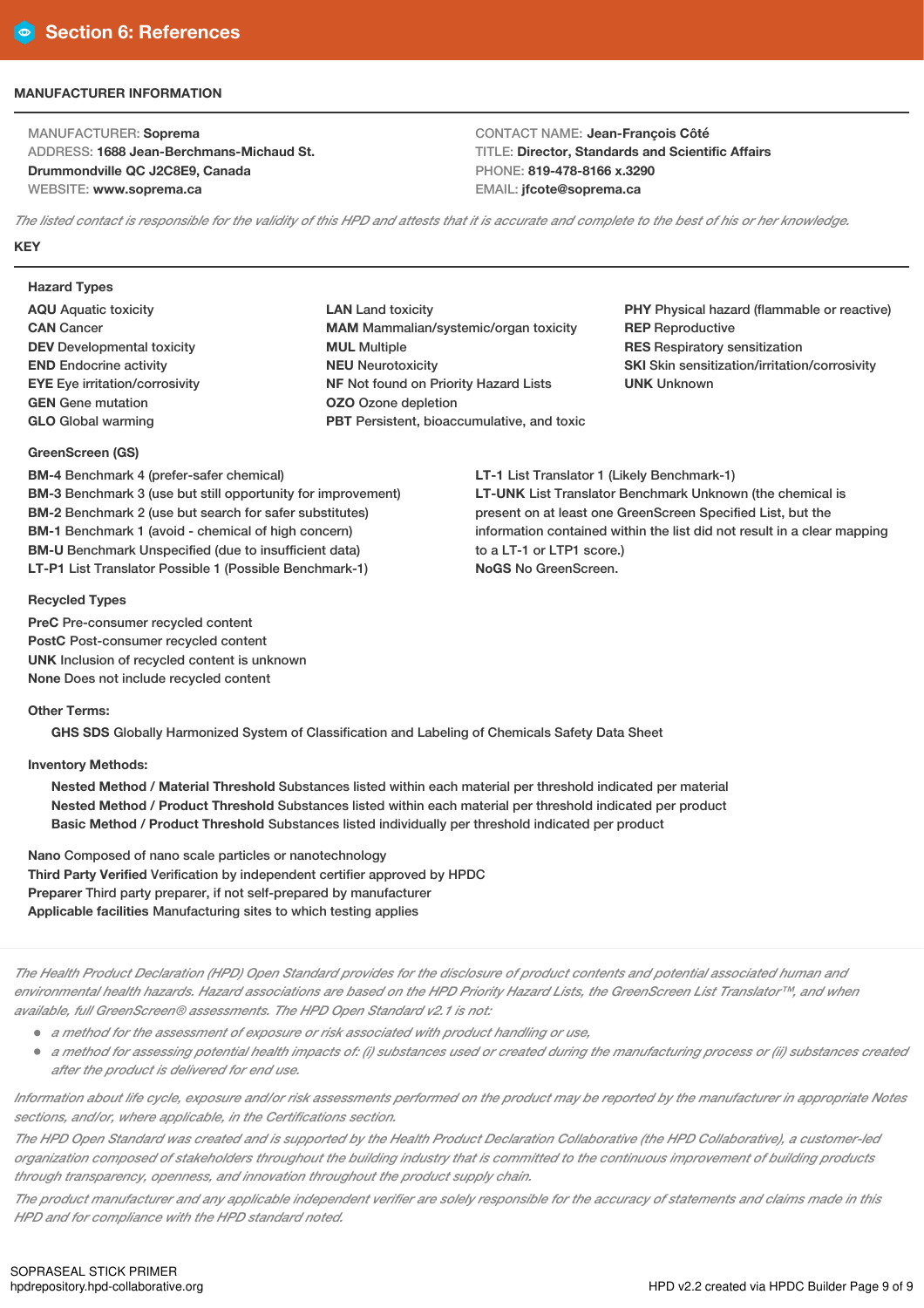## Section 6: References

### MANUFACTURER INFORMATION

MANUFACTURER: **Soprema**
ADDRESS: **1688 Jean-Berchmans-Michaud St. Drummondville QC J2C8E9, Canada**
WEBSITE: **www.soprema.ca**

CONTACT NAME: **Jean-François Côté**
TITLE: **Director, Standards and Scientific Affairs**
PHONE: **819-478-8166 x.3290**
EMAIL: **jfcote@soprema.ca**

*The listed contact is responsible for the validity of this HPD and attests that it is accurate and complete to the best of his or her knowledge.*

### KEY

**Hazard Types**

**AQU** Aquatic toxicity
**CAN** Cancer
**DEV** Developmental toxicity
**END** Endocrine activity
**EYE** Eye irritation/corrosivity
**GEN** Gene mutation
**GLO** Global warming
**LAN** Land toxicity
**MAM** Mammalian/systemic/organ toxicity
**MUL** Multiple
**NEU** Neurotoxicity
**NF** Not found on Priority Hazard Lists
**OZO** Ozone depletion
**PBT** Persistent, bioaccumulative, and toxic
**PHY** Physical hazard (flammable or reactive)
**REP** Reproductive
**RES** Respiratory sensitization
**SKI** Skin sensitization/irritation/corrosivity
**UNK** Unknown

**GreenScreen (GS)**

**BM-4** Benchmark 4 (prefer-safer chemical)
**BM-3** Benchmark 3 (use but still opportunity for improvement)
**BM-2** Benchmark 2 (use but search for safer substitutes)
**BM-1** Benchmark 1 (avoid - chemical of high concern)
**BM-U** Benchmark Unspecified (due to insufficient data)
**LT-P1** List Translator Possible 1 (Possible Benchmark-1)
**LT-1** List Translator 1 (Likely Benchmark-1)
**LT-UNK** List Translator Benchmark Unknown (the chemical is present on at least one GreenScreen Specified List, but the information contained within the list did not result in a clear mapping to a LT-1 or LTP1 score.)
**NoGS** No GreenScreen.

**Recycled Types**

**PreC** Pre-consumer recycled content
**PostC** Post-consumer recycled content
**UNK** Inclusion of recycled content is unknown
**None** Does not include recycled content

**Other Terms:**

**GHS SDS** Globally Harmonized System of Classification and Labeling of Chemicals Safety Data Sheet

**Inventory Methods:**

**Nested Method / Material Threshold** Substances listed within each material per threshold indicated per material
**Nested Method / Product Threshold** Substances listed within each material per threshold indicated per product
**Basic Method / Product Threshold** Substances listed individually per threshold indicated per product

**Nano** Composed of nano scale particles or nanotechnology
**Third Party Verified** Verification by independent certifier approved by HPDC
**Preparer** Third party preparer, if not self-prepared by manufacturer
**Applicable facilities** Manufacturing sites to which testing applies

*The Health Product Declaration (HPD) Open Standard provides for the disclosure of product contents and potential associated human and environmental health hazards. Hazard associations are based on the HPD Priority Hazard Lists, the GreenScreen List Translator™, and when available, full GreenScreen® assessments. The HPD Open Standard v2.1 is not:*

- *a method for the assessment of exposure or risk associated with product handling or use,*
- *a method for assessing potential health impacts of: (i) substances used or created during the manufacturing process or (ii) substances created after the product is delivered for end use.*

*Information about life cycle, exposure and/or risk assessments performed on the product may be reported by the manufacturer in appropriate Notes sections, and/or, where applicable, in the Certifications section.*

*The HPD Open Standard was created and is supported by the Health Product Declaration Collaborative (the HPD Collaborative), a customer-led organization composed of stakeholders throughout the building industry that is committed to the continuous improvement of building products through transparency, openness, and innovation throughout the product supply chain.*

*The product manufacturer and any applicable independent verifier are solely responsible for the accuracy of statements and claims made in this HPD and for compliance with the HPD standard noted.*